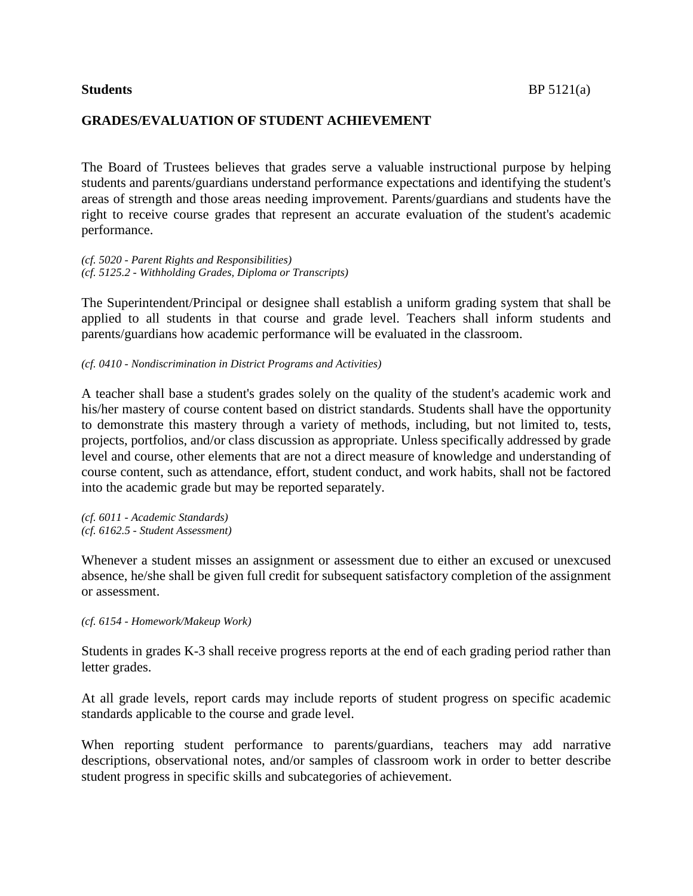**Students** BP 5121(a)

## GRADES/EVALUATION OF STUDENT ACHIEVEMENT

The Board of Trustees believes that grades serve a valuable instructional purpose by helping students and parents/guardians understand performance expectations and identifying the student's areas of strength and those areas needing improvement. Parents/guardians and students have the right to receive course grades that represent an accurate evaluation of the student's academic performance.

*(cf. 5020 - Parent Rights and Responsibilities)*
*(cf. 5125.2 - Withholding Grades, Diploma or Transcripts)*

The Superintendent/Principal or designee shall establish a uniform grading system that shall be applied to all students in that course and grade level. Teachers shall inform students and parents/guardians how academic performance will be evaluated in the classroom.

*(cf. 0410 - Nondiscrimination in District Programs and Activities)*

A teacher shall base a student's grades solely on the quality of the student's academic work and his/her mastery of course content based on district standards. Students shall have the opportunity to demonstrate this mastery through a variety of methods, including, but not limited to, tests, projects, portfolios, and/or class discussion as appropriate. Unless specifically addressed by grade level and course, other elements that are not a direct measure of knowledge and understanding of course content, such as attendance, effort, student conduct, and work habits, shall not be factored into the academic grade but may be reported separately.

*(cf. 6011 - Academic Standards)*
*(cf. 6162.5 - Student Assessment)*

Whenever a student misses an assignment or assessment due to either an excused or unexcused absence, he/she shall be given full credit for subsequent satisfactory completion of the assignment or assessment.

*(cf. 6154 - Homework/Makeup Work)*

Students in grades K-3 shall receive progress reports at the end of each grading period rather than letter grades.

At all grade levels, report cards may include reports of student progress on specific academic standards applicable to the course and grade level.

When reporting student performance to parents/guardians, teachers may add narrative descriptions, observational notes, and/or samples of classroom work in order to better describe student progress in specific skills and subcategories of achievement.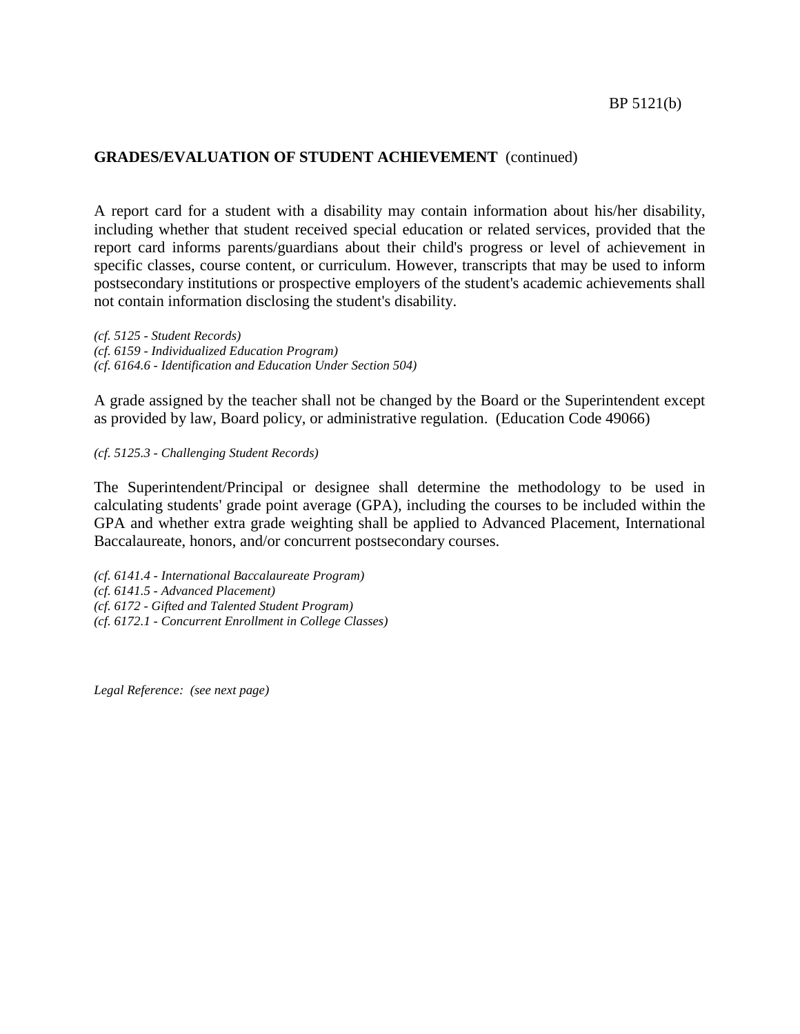## GRADES/EVALUATION OF STUDENT ACHIEVEMENT (continued)

A report card for a student with a disability may contain information about his/her disability, including whether that student received special education or related services, provided that the report card informs parents/guardians about their child's progress or level of achievement in specific classes, course content, or curriculum. However, transcripts that may be used to inform postsecondary institutions or prospective employers of the student's academic achievements shall not contain information disclosing the student's disability.

*(cf. 5125 - Student Records)*
*(cf. 6159 - Individualized Education Program)*
*(cf. 6164.6 - Identification and Education Under Section 504)*

A grade assigned by the teacher shall not be changed by the Board or the Superintendent except as provided by law, Board policy, or administrative regulation. (Education Code 49066)

*(cf. 5125.3 - Challenging Student Records)*

The Superintendent/Principal or designee shall determine the methodology to be used in calculating students' grade point average (GPA), including the courses to be included within the GPA and whether extra grade weighting shall be applied to Advanced Placement, International Baccalaureate, honors, and/or concurrent postsecondary courses.

*(cf. 6141.4 - International Baccalaureate Program)*
*(cf. 6141.5 - Advanced Placement)*
*(cf. 6172 - Gifted and Talented Student Program)*
*(cf. 6172.1 - Concurrent Enrollment in College Classes)*

*Legal Reference: (see next page)*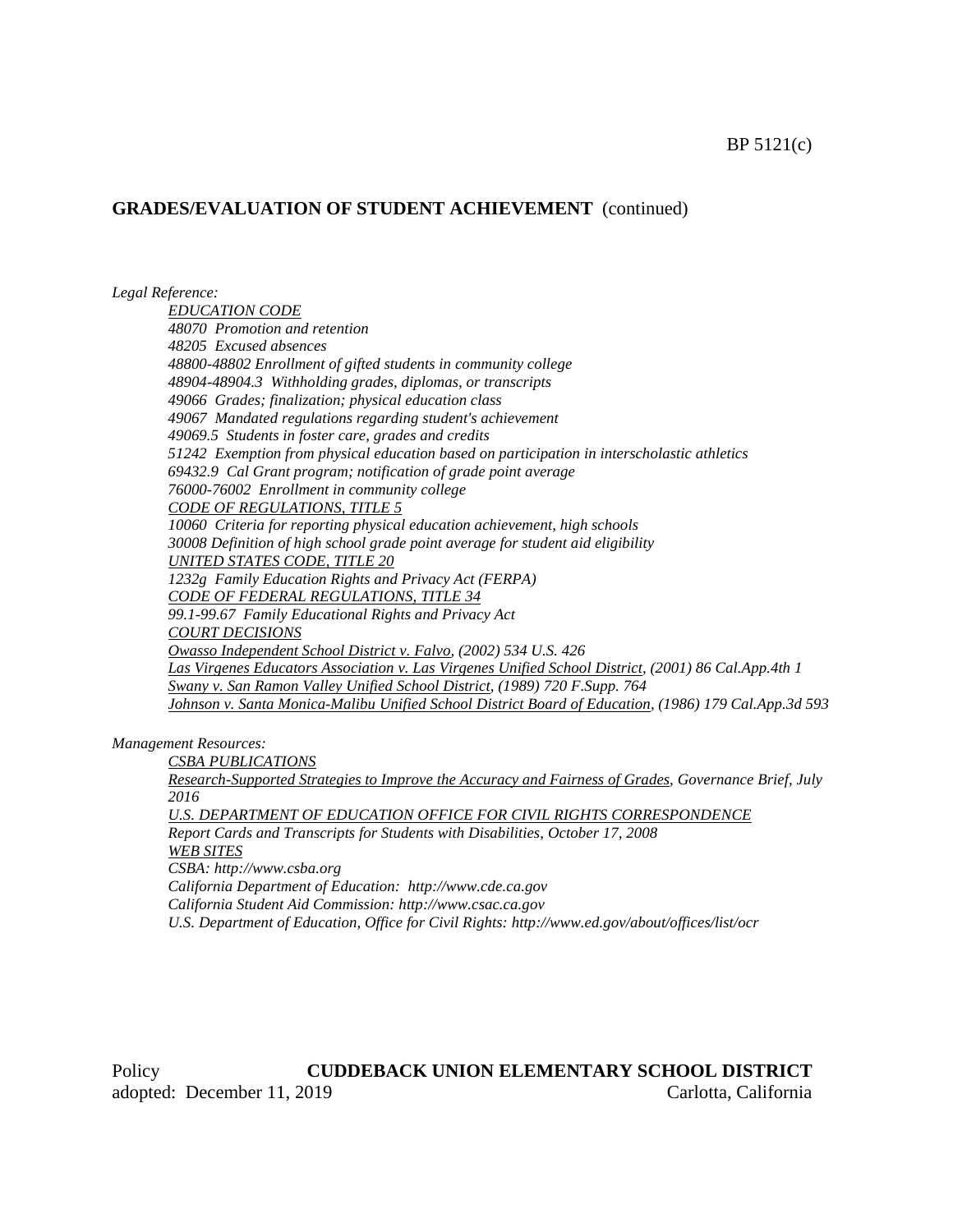## GRADES/EVALUATION OF STUDENT ACHIEVEMENT (continued)

*Legal Reference:*

*EDUCATION CODE*

*48070 Promotion and retention*

*48205 Excused absences*

*48800-48802 Enrollment of gifted students in community college*

*48904-48904.3 Withholding grades, diplomas, or transcripts*

*49066 Grades; finalization; physical education class*

*49067 Mandated regulations regarding student's achievement*

*49069.5 Students in foster care, grades and credits*

*51242 Exemption from physical education based on participation in interscholastic athletics*

*69432.9 Cal Grant program; notification of grade point average*

*76000-76002 Enrollment in community college*

*CODE OF REGULATIONS, TITLE 5*

*10060 Criteria for reporting physical education achievement, high schools*

*30008 Definition of high school grade point average for student aid eligibility*

*UNITED STATES CODE, TITLE 20*

*1232g Family Education Rights and Privacy Act (FERPA)*

*CODE OF FEDERAL REGULATIONS, TITLE 34*

*99.1-99.67 Family Educational Rights and Privacy Act*

*COURT DECISIONS*

*Owasso Independent School District v. Falvo, (2002) 534 U.S. 426*

*Las Virgenes Educators Association v. Las Virgenes Unified School District, (2001) 86 Cal.App.4th 1*

*Swany v. San Ramon Valley Unified School District, (1989) 720 F.Supp. 764*

*Johnson v. Santa Monica-Malibu Unified School District Board of Education, (1986) 179 Cal.App.3d 593*

*Management Resources:*

*CSBA PUBLICATIONS*

*Research-Supported Strategies to Improve the Accuracy and Fairness of Grades, Governance Brief, July 2016*

*U.S. DEPARTMENT OF EDUCATION OFFICE FOR CIVIL RIGHTS CORRESPONDENCE*

*Report Cards and Transcripts for Students with Disabilities, October 17, 2008*

*WEB SITES*

*CSBA: http://www.csba.org*

*California Department of Education: http://www.cde.ca.gov*

*California Student Aid Commission: http://www.csac.ca.gov*

*U.S. Department of Education, Office for Civil Rights: http://www.ed.gov/about/offices/list/ocr*

Policy **CUDDEBACK UNION ELEMENTARY SCHOOL DISTRICT**
adopted: December 11, 2019 Carlotta, California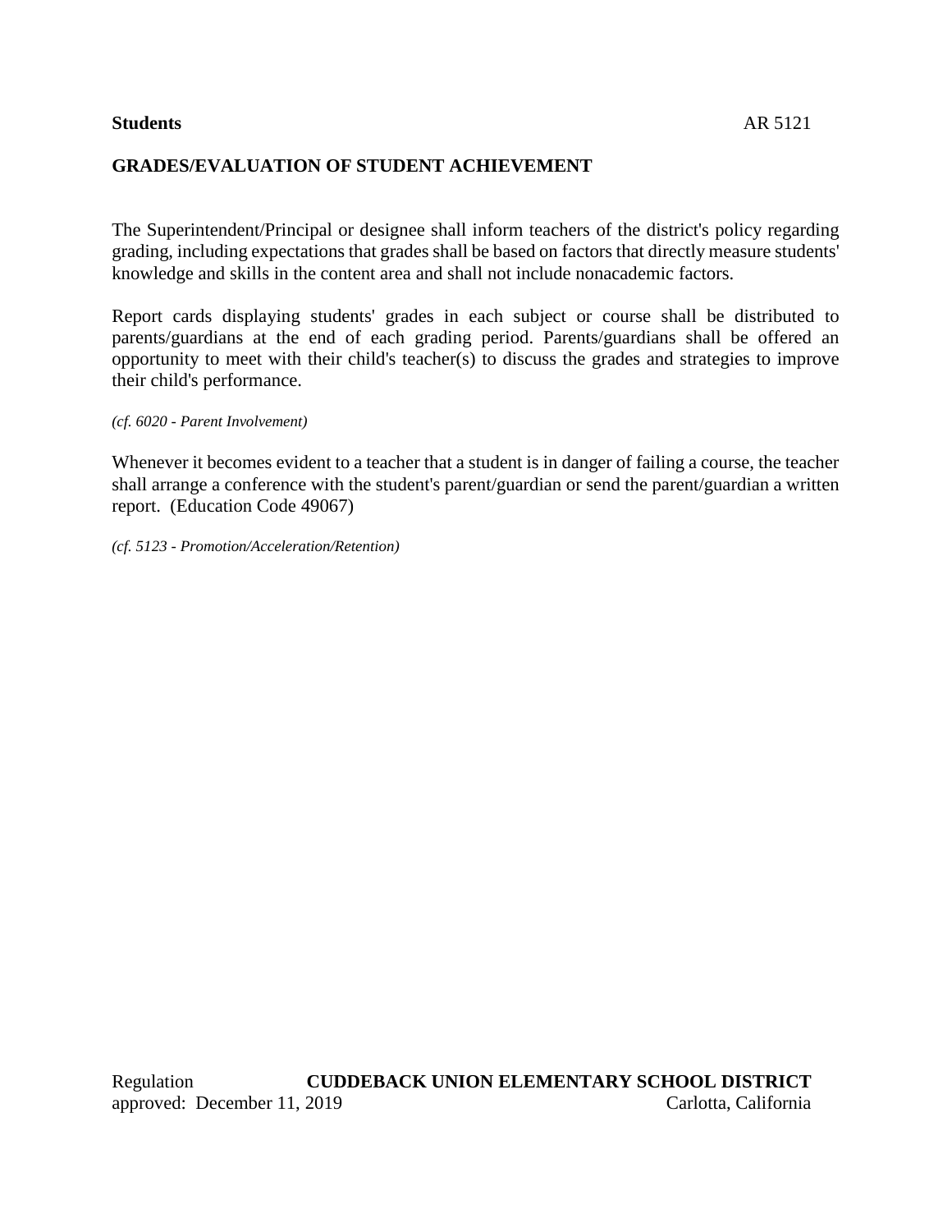**Students** AR 5121

## GRADES/EVALUATION OF STUDENT ACHIEVEMENT

The Superintendent/Principal or designee shall inform teachers of the district's policy regarding grading, including expectations that grades shall be based on factors that directly measure students' knowledge and skills in the content area and shall not include nonacademic factors.

Report cards displaying students' grades in each subject or course shall be distributed to parents/guardians at the end of each grading period. Parents/guardians shall be offered an opportunity to meet with their child's teacher(s) to discuss the grades and strategies to improve their child's performance.

*(cf. 6020 - Parent Involvement)*

Whenever it becomes evident to a teacher that a student is in danger of failing a course, the teacher shall arrange a conference with the student's parent/guardian or send the parent/guardian a written report. (Education Code 49067)

*(cf. 5123 - Promotion/Acceleration/Retention)*

Regulation **CUDDEBACK UNION ELEMENTARY SCHOOL DISTRICT**
approved: December 11, 2019 Carlotta, California